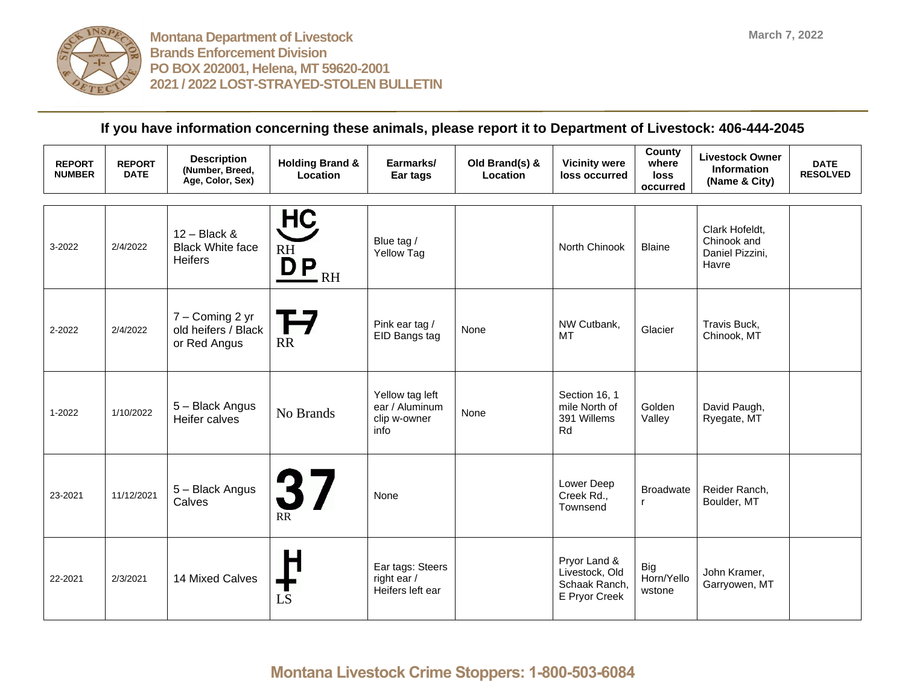# Montana Department of Livestock
## Brands Enforcement Division
PO BOX 202001, Helena, MT 59620-2001

**2021 / 2022 LOST-STRAYED-STOLEN BULLETIN**

March 7, 2022

**If you have information concerning these animals, please report it to Department of Livestock: 406-444-2045**

| REPORT NUMBER | REPORT DATE | Description (Number, Breed, Age, Color, Sex) | Holding Brand & Location | Earmarks/ Ear tags | Old Brand(s) & Location | Vicinity were loss occurred | County where loss occurred | Livestock Owner Information (Name & City) | DATE RESOLVED |
|---|---|---|---|---|---|---|---|---|---|
| 3-2022 | 2/4/2022 | 12 – Black & Black White face Heifers | HC (bar under) RH; DP (bar under) RH | Blue tag / Yellow Tag | | North Chinook | Blaine | Clark Hofeldt, Chinook and Daniel Pizzini, Havre | |
| 2-2022 | 2/4/2022 | 7 – Coming 2 yr old heifers / Black or Red Angus | T7 RR | Pink ear tag / EID Bangs tag | None | NW Cutbank, MT | Glacier | Travis Buck, Chinook, MT | |
| 1-2022 | 1/10/2022 | 5 – Black Angus Heifer calves | No Brands | Yellow tag left ear / Aluminum clip w-owner info | None | Section 16, 1 mile North of 391 Willems Rd | Golden Valley | David Paugh, Ryegate, MT | |
| 23-2021 | 11/12/2021 | 5 – Black Angus Calves | 37 RR | None | | Lower Deep Creek Rd., Townsend | Broadwater | Reider Ranch, Boulder, MT | |
| 22-2021 | 2/3/2021 | 14 Mixed Calves | H (with cross below) LS | Ear tags: Steers right ear / Heifers left ear | | Pryor Land & Livestock, Old Schaak Ranch, E Pryor Creek | Big Horn/Yellowstone | John Kramer, Garryowen, MT | |

**Montana Livestock Crime Stoppers: 1-800-503-6084**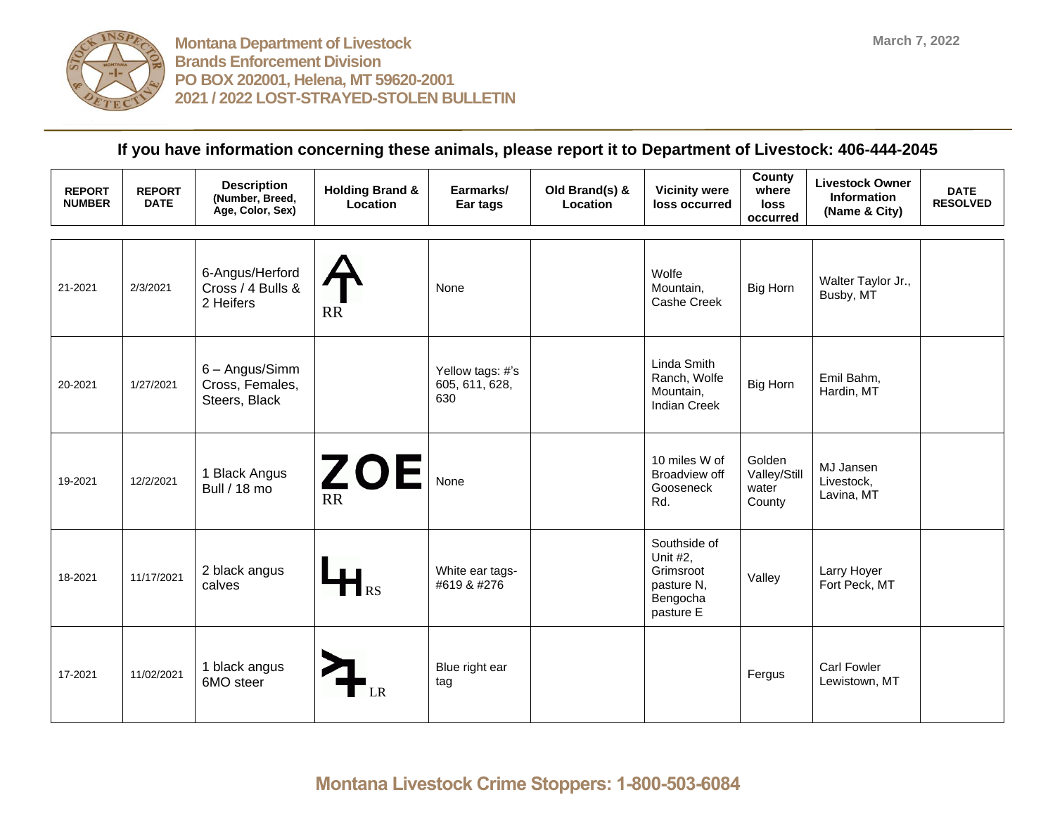**Montana Department of Livestock**
**Brands Enforcement Division**
**PO BOX 202001, Helena, MT 59620-2001**
**2021 / 2022 LOST-STRAYED-STOLEN BULLETIN**

March 7, 2022

### If you have information concerning these animals, please report it to Department of Livestock: 406-444-2045

| REPORT NUMBER | REPORT DATE | Description (Number, Breed, Age, Color, Sex) | Holding Brand & Location | Earmarks/ Ear tags | Old Brand(s) & Location | Vicinity were loss occurred | County where loss occurred | Livestock Owner Information (Name & City) | DATE RESOLVED |
|---|---|---|---|---|---|---|---|---|---|
| 21-2021 | 2/3/2021 | 6-Angus/Herford Cross / 4 Bulls & 2 Heifers | RR | None | | Wolfe Mountain, Cashe Creek | Big Horn | Walter Taylor Jr., Busby, MT | |
| 20-2021 | 1/27/2021 | 6 – Angus/Simm Cross, Females, Steers, Black | | Yellow tags: #'s 605, 611, 628, 630 | | Linda Smith Ranch, Wolfe Mountain, Indian Creek | Big Horn | Emil Bahm, Hardin, MT | |
| 19-2021 | 12/2/2021 | 1 Black Angus Bull / 18 mo | ZOE RR | None | | 10 miles W of Broadview off Gooseneck Rd. | Golden Valley/Still water County | MJ Jansen Livestock, Lavina, MT | |
| 18-2021 | 11/17/2021 | 2 black angus calves | RS | White ear tags- #619 & #276 | | Southside of Unit #2, Grimsroot pasture N, Bengocha pasture E | Valley | Larry Hoyer Fort Peck, MT | |
| 17-2021 | 11/02/2021 | 1 black angus 6MO steer | LR | Blue right ear tag | | | Fergus | Carl Fowler Lewistown, MT | |

**Montana Livestock Crime Stoppers: 1-800-503-6084**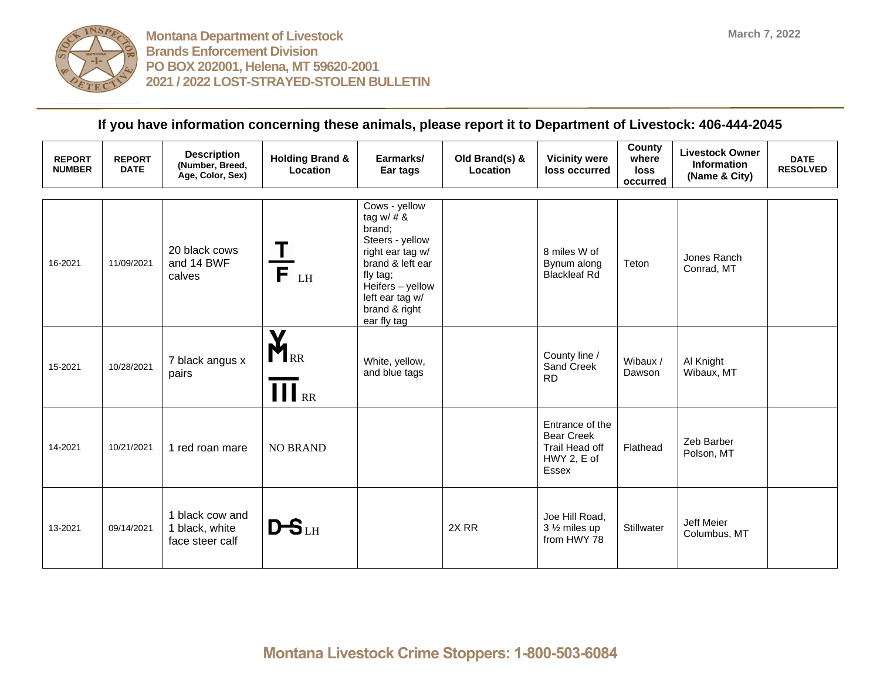Montana Department of Livestock
Brands Enforcement Division
PO BOX 202001, Helena, MT 59620-2001
2021 / 2022 LOST-STRAYED-STOLEN BULLETIN

March 7, 2022

**If you have information concerning these animals, please report it to Department of Livestock: 406-444-2045**

| REPORT NUMBER | REPORT DATE | Description (Number, Breed, Age, Color, Sex) | Holding Brand & Location | Earmarks/ Ear tags | Old Brand(s) & Location | Vicinity were loss occurred | County where loss occurred | Livestock Owner Information (Name & City) | DATE RESOLVED |
|---|---|---|---|---|---|---|---|---|---|
| 16-2021 | 11/09/2021 | 20 black cows and 14 BWF calves | T over bar over F LH | Cows - yellow tag w/ # & brand; Steers - yellow right ear tag w/ brand & left ear fly tag; Heifers – yellow left ear tag w/ brand & right ear fly tag | | 8 miles W of Bynum along Blackleaf Rd | Teton | Jones Ranch Conrad, MT | |
| 15-2021 | 10/28/2021 | 7 black angus x pairs | Y over M RR; bar over III RR | White, yellow, and blue tags | | County line / Sand Creek RD | Wibaux / Dawson | Al Knight Wibaux, MT | |
| 14-2021 | 10/21/2021 | 1 red roan mare | NO BRAND | | | Entrance of the Bear Creek Trail Head off HWY 2, E of Essex | Flathead | Zeb Barber Polson, MT | |
| 13-2021 | 09/14/2021 | 1 black cow and 1 black, white face steer calf | D-S LH | | 2X RR | Joe Hill Road, 3 ½ miles up from HWY 78 | Stillwater | Jeff Meier Columbus, MT | |

**Montana Livestock Crime Stoppers: 1-800-503-6084**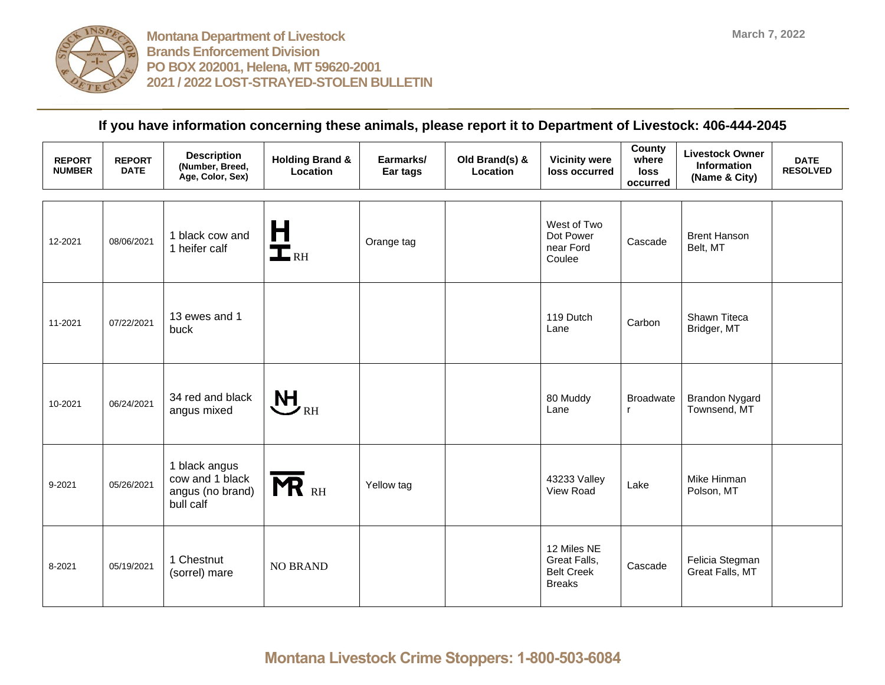**Montana Department of Livestock**
**Brands Enforcement Division**
**PO BOX 202001, Helena, MT 59620-2001**
**2021 / 2022 LOST-STRAYED-STOLEN BULLETIN**

March 7, 2022

## If you have information concerning these animals, please report it to Department of Livestock: 406-444-2045

| REPORT NUMBER | REPORT DATE | Description (Number, Breed, Age, Color, Sex) | Holding Brand & Location | Earmarks/ Ear tags | Old Brand(s) & Location | Vicinity were loss occurred | County where loss occurred | Livestock Owner Information (Name & City) | DATE RESOLVED |
|---|---|---|---|---|---|---|---|---|---|
| 12-2021 | 08/06/2021 | 1 black cow and 1 heifer calf | H over I (brand) RH | Orange tag | | West of Two Dot Power near Ford Coulee | Cascade | Brent Hanson Belt, MT | |
| 11-2021 | 07/22/2021 | 13 ewes and 1 buck | | | | 119 Dutch Lane | Carbon | Shawn Titeca Bridger, MT | |
| 10-2021 | 06/24/2021 | 34 red and black angus mixed | NH over quarter circle (brand) RH | | | 80 Muddy Lane | Broadwater | Brandon Nygard Townsend, MT | |
| 9-2021 | 05/26/2021 | 1 black angus cow and 1 black angus (no brand) bull calf | Bar over MR (brand) RH | Yellow tag | | 43233 Valley View Road | Lake | Mike Hinman Polson, MT | |
| 8-2021 | 05/19/2021 | 1 Chestnut (sorrel) mare | NO BRAND | | | 12 Miles NE Great Falls, Belt Creek Breaks | Cascade | Felicia Stegman Great Falls, MT | |

**Montana Livestock Crime Stoppers: 1-800-503-6084**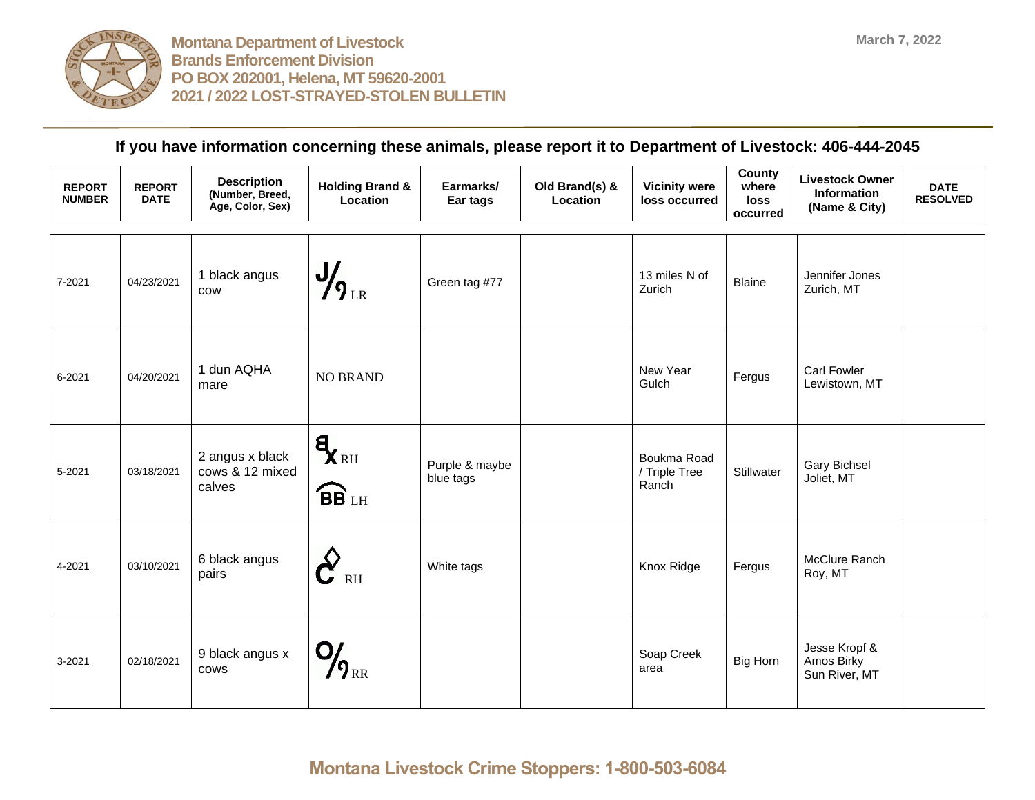Montana Department of Livestock
Brands Enforcement Division
PO BOX 202001, Helena, MT 59620-2001
2021 / 2022 LOST-STRAYED-STOLEN BULLETIN

March 7, 2022

**If you have information concerning these animals, please report it to Department of Livestock: 406-444-2045**

| REPORT NUMBER | REPORT DATE | Description (Number, Breed, Age, Color, Sex) | Holding Brand & Location | Earmarks/ Ear tags | Old Brand(s) & Location | Vicinity were loss occurred | County where loss occurred | Livestock Owner Information (Name & City) | DATE RESOLVED |
|---|---|---|---|---|---|---|---|---|---|
| 7-2021 | 04/23/2021 | 1 black angus cow | J/9 LR | Green tag #77 | | 13 miles N of Zurich | Blaine | Jennifer Jones Zurich, MT | |
| 6-2021 | 04/20/2021 | 1 dun AQHA mare | NO BRAND | | | New Year Gulch | Fergus | Carl Fowler Lewistown, MT | |
| 5-2021 | 03/18/2021 | 2 angus x black cows & 12 mixed calves | 8X RH<br>BB LH | Purple & maybe blue tags | | Boukma Road / Triple Tree Ranch | Stillwater | Gary Bichsel Joliet, MT | |
| 4-2021 | 03/10/2021 | 6 black angus pairs | C RH | White tags | | Knox Ridge | Fergus | McClure Ranch Roy, MT | |
| 3-2021 | 02/18/2021 | 9 black angus x cows | O/9 RR | | | Soap Creek area | Big Horn | Jesse Kropf & Amos Birky Sun River, MT | |

**Montana Livestock Crime Stoppers: 1-800-503-6084**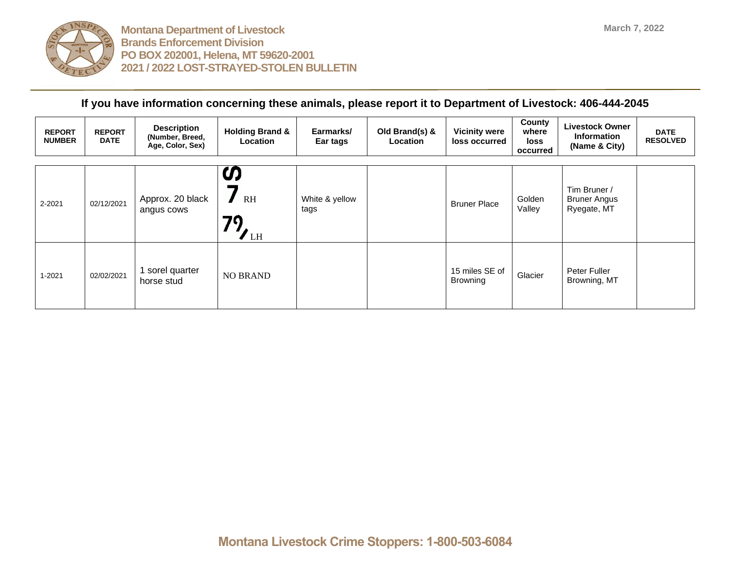Montana Department of Livestock
Brands Enforcement Division
PO BOX 202001, Helena, MT 59620-2001
2021 / 2022 LOST-STRAYED-STOLEN BULLETIN

March 7, 2022

**If you have information concerning these animals, please report it to Department of Livestock: 406-444-2045**

| REPORT NUMBER | REPORT DATE | Description (Number, Breed, Age, Color, Sex) | Holding Brand & Location | Earmarks/ Ear tags | Old Brand(s) & Location | Vicinity were loss occurred | County where loss occurred | Livestock Owner Information (Name & City) | DATE RESOLVED |
|---|---|---|---|---|---|---|---|---|---|
| 2-2021 | 02/12/2021 | Approx. 20 black angus cows | S 7 RH; 79 / LH | White & yellow tags | | Bruner Place | Golden Valley | Tim Bruner / Bruner Angus Ryegate, MT | |
| 1-2021 | 02/02/2021 | 1 sorel quarter horse stud | NO BRAND | | | 15 miles SE of Browning | Glacier | Peter Fuller Browning, MT | |

**Montana Livestock Crime Stoppers: 1-800-503-6084**